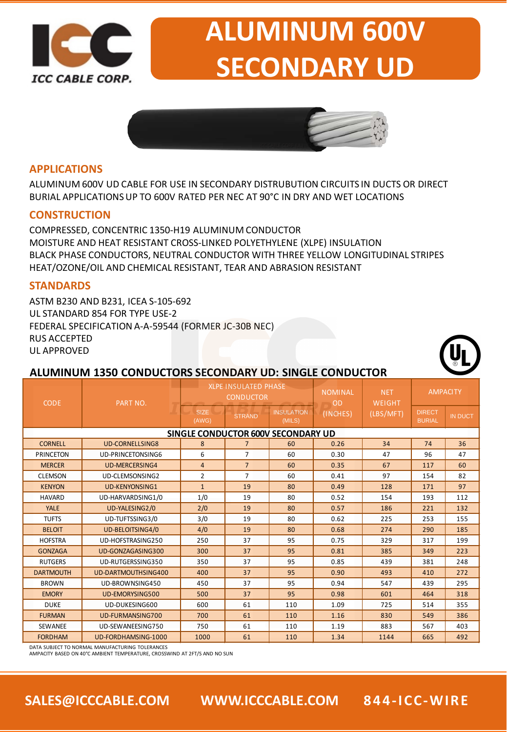ICC CABLE CORP.

# ALUMINUM 600V SECONDARY UD

## APPLICATIONS

ALUMINUM 600V UD CABLE FOR USE IN SECONDARY DISTRUBUTION CIRCUITS IN DUCTS OR DIRECT BURIAL APPLICATIONS UP TO 600V RATED PER NEC AT 90°C IN DRY AND WET LOCATIONS

## CONSTRUCTION

COMPRESSED, CONCENTRIC 1350-H19 ALUMINUM CONDUCTOR
MOISTURE AND HEAT RESISTANT CROSS-LINKED POLYETHYLENE (XLPE) INSULATION
BLACK PHASE CONDUCTORS, NEUTRAL CONDUCTOR WITH THREE YELLOW LONGITUDINAL STRIPES
HEAT/OZONE/OIL AND CHEMICAL RESISTANT, TEAR AND ABRASION RESISTANT

## STANDARDS

ASTM B230 AND B231, ICEA S-105-692
UL STANDARD 854 FOR TYPE USE-2
FEDERAL SPECIFICATION A-A-59544 (FORMER JC-30B NEC)
RUS ACCEPTED
UL APPROVED

## ALUMINUM 1350 CONDUCTORS SECONDARY UD: SINGLE CONDUCTOR

| CODE | PART NO. | XLPE INSULATED PHASE CONDUCTOR | | | NOMINAL OD (INCHES) | NET WEIGHT (LBS/MFT) | AMPACITY | |
|---|---|---|---|---|---|---|---|---|
| | | SIZE (AWG) | STRAND | INSULATION (MILS) | | | DIRECT BURIAL | IN DUCT |
| **SINGLE CONDUCTOR 600V SECONDARY UD** | | | | | | | | |
| CORNELL | UD-CORNELLSING8 | 8 | 7 | 60 | 0.26 | 34 | 74 | 36 |
| PRINCETON | UD-PRINCETONSING6 | 6 | 7 | 60 | 0.30 | 47 | 96 | 47 |
| MERCER | UD-MERCERSING4 | 4 | 7 | 60 | 0.35 | 67 | 117 | 60 |
| CLEMSON | UD-CLEMSONSING2 | 2 | 7 | 60 | 0.41 | 97 | 154 | 82 |
| KENYON | UD-KENYONSING1 | 1 | 19 | 80 | 0.49 | 128 | 171 | 97 |
| HAVARD | UD-HARVARDSING1/0 | 1/0 | 19 | 80 | 0.52 | 154 | 193 | 112 |
| YALE | UD-YALESING2/0 | 2/0 | 19 | 80 | 0.57 | 186 | 221 | 132 |
| TUFTS | UD-TUFTSSING3/0 | 3/0 | 19 | 80 | 0.62 | 225 | 253 | 155 |
| BELOIT | UD-BELOITSING4/0 | 4/0 | 19 | 80 | 0.68 | 274 | 290 | 185 |
| HOFSTRA | UD-HOFSTRASING250 | 250 | 37 | 95 | 0.75 | 329 | 317 | 199 |
| GONZAGA | UD-GONZAGASING300 | 300 | 37 | 95 | 0.81 | 385 | 349 | 223 |
| RUTGERS | UD-RUTGERSSING350 | 350 | 37 | 95 | 0.85 | 439 | 381 | 248 |
| DARTMOUTH | UD-DARTMOUTHSING400 | 400 | 37 | 95 | 0.90 | 493 | 410 | 272 |
| BROWN | UD-BROWNSING450 | 450 | 37 | 95 | 0.94 | 547 | 439 | 295 |
| EMORY | UD-EMORYSING500 | 500 | 37 | 95 | 0.98 | 601 | 464 | 318 |
| DUKE | UD-DUKESING600 | 600 | 61 | 110 | 1.09 | 725 | 514 | 355 |
| FURMAN | UD-FURMANSING700 | 700 | 61 | 110 | 1.16 | 830 | 549 | 386 |
| SEWANEE | UD-SEWANEESING750 | 750 | 61 | 110 | 1.19 | 883 | 567 | 403 |
| FORDHAM | UD-FORDHAMSING-1000 | 1000 | 61 | 110 | 1.34 | 1144 | 665 | 492 |

DATA SUBJECT TO NORMAL MANUFACTURING TOLERANCES
AMPACITY BASED ON 40°C AMBIENT TEMPERATURE, CROSSWIND AT 2FT/S AND NO SUN

SALES@ICCCABLE.COM WWW.ICCCABLE.COM 844-ICC-WIRE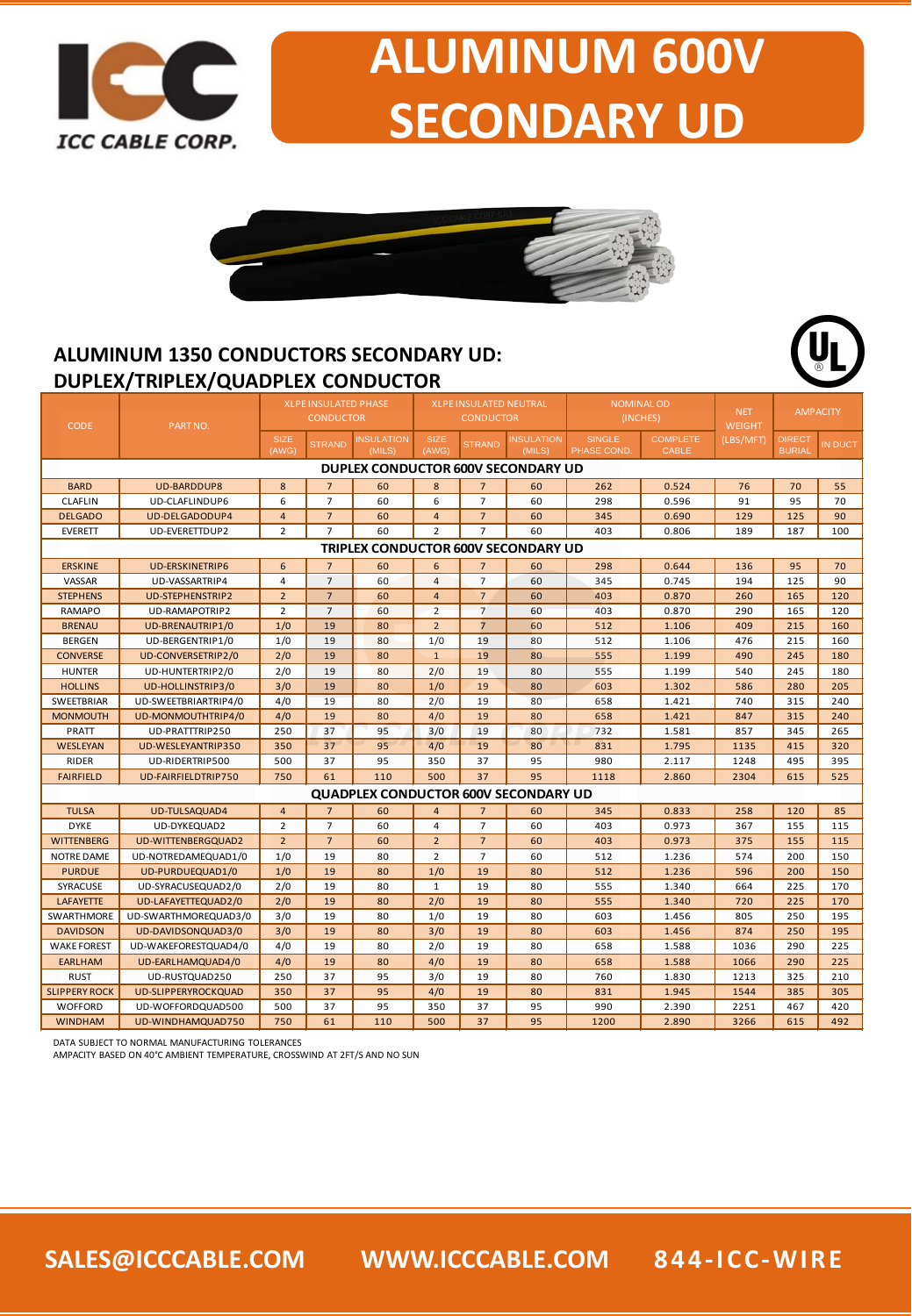# ALUMINUM 600V SECONDARY UD

ICC CABLE CORP.

## ALUMINUM 1350 CONDUCTORS SECONDARY UD: DUPLEX/TRIPLEX/QUADPLEX CONDUCTOR

| CODE | PART NO. | XLPE INSULATED PHASE CONDUCTOR | | | XLPE INSULATED NEUTRAL CONDUCTOR | | | NOMINAL OD (INCHES) | | NET WEIGHT (LBS/MFT) | AMPACITY | |
|---|---|---|---|---|---|---|---|---|---|---|---|---|
| | | SIZE (AWG) | STRAND | INSULATION (MILS) | SIZE (AWG) | STRAND | INSULATION (MILS) | SINGLE PHASE COND. | COMPLETE CABLE | | DIRECT BURIAL | IN DUCT |
| **DUPLEX CONDUCTOR 600V SECONDARY UD** | | | | | | | | | | | | |
| BARD | UD-BARDDUP8 | 8 | 7 | 60 | 8 | 7 | 60 | 262 | 0.524 | 76 | 70 | 55 |
| CLAFLIN | UD-CLAFLINDUP6 | 6 | 7 | 60 | 6 | 7 | 60 | 298 | 0.596 | 91 | 95 | 70 |
| DELGADO | UD-DELGADODUP4 | 4 | 7 | 60 | 4 | 7 | 60 | 345 | 0.690 | 129 | 125 | 90 |
| EVERETT | UD-EVERETTDUP2 | 2 | 7 | 60 | 2 | 7 | 60 | 403 | 0.806 | 189 | 187 | 100 |
| **TRIPLEX CONDUCTOR 600V SECONDARY UD** | | | | | | | | | | | | |
| ERSKINE | UD-ERSKINETRIP6 | 6 | 7 | 60 | 6 | 7 | 60 | 298 | 0.644 | 136 | 95 | 70 |
| VASSAR | UD-VASSARTRIP4 | 4 | 7 | 60 | 4 | 7 | 60 | 345 | 0.745 | 194 | 125 | 90 |
| STEPHENS | UD-STEPHENSTRIP2 | 2 | 7 | 60 | 4 | 7 | 60 | 403 | 0.870 | 260 | 165 | 120 |
| RAMAPO | UD-RAMAPOTRIP2 | 2 | 7 | 60 | 2 | 7 | 60 | 403 | 0.870 | 290 | 165 | 120 |
| BRENAU | UD-BRENAUTRIP1/0 | 1/0 | 19 | 80 | 2 | 7 | 60 | 512 | 1.106 | 409 | 215 | 160 |
| BERGEN | UD-BERGENTRIP1/0 | 1/0 | 19 | 80 | 1/0 | 19 | 80 | 512 | 1.106 | 476 | 215 | 160 |
| CONVERSE | UD-CONVERSETRIP2/0 | 2/0 | 19 | 80 | 1 | 19 | 80 | 555 | 1.199 | 490 | 245 | 180 |
| HUNTER | UD-HUNTERTRIP2/0 | 2/0 | 19 | 80 | 2/0 | 19 | 80 | 555 | 1.199 | 540 | 245 | 180 |
| HOLLINS | UD-HOLLINSTRIP3/0 | 3/0 | 19 | 80 | 1/0 | 19 | 80 | 603 | 1.302 | 586 | 280 | 205 |
| SWEETBRIAR | UD-SWEETBRIARTRIP4/0 | 4/0 | 19 | 80 | 2/0 | 19 | 80 | 658 | 1.421 | 740 | 315 | 240 |
| MONMOUTH | UD-MONMOUTHTRIP4/0 | 4/0 | 19 | 80 | 4/0 | 19 | 80 | 658 | 1.421 | 847 | 315 | 240 |
| PRATT | UD-PRATTTRIP250 | 250 | 37 | 95 | 3/0 | 19 | 80 | 732 | 1.581 | 857 | 345 | 265 |
| WESLEYAN | UD-WESLEYANTRIP350 | 350 | 37 | 95 | 4/0 | 19 | 80 | 831 | 1.795 | 1135 | 415 | 320 |
| RIDER | UD-RIDERTRIP500 | 500 | 37 | 95 | 350 | 37 | 95 | 980 | 2.117 | 1248 | 495 | 395 |
| FAIRFIELD | UD-FAIRFIELDTRIP750 | 750 | 61 | 110 | 500 | 37 | 95 | 1118 | 2.860 | 2304 | 615 | 525 |
| **QUADPLEX CONDUCTOR 600V SECONDARY UD** | | | | | | | | | | | | |
| TULSA | UD-TULSAQUAD4 | 4 | 7 | 60 | 4 | 7 | 60 | 345 | 0.833 | 258 | 120 | 85 |
| DYKE | UD-DYKEQUAD2 | 2 | 7 | 60 | 4 | 7 | 60 | 403 | 0.973 | 367 | 155 | 115 |
| WITTENBERG | UD-WITTENBERGQUAD2 | 2 | 7 | 60 | 2 | 7 | 60 | 403 | 0.973 | 375 | 155 | 115 |
| NOTRE DAME | UD-NOTREDAMEQUAD1/0 | 1/0 | 19 | 80 | 2 | 7 | 60 | 512 | 1.236 | 574 | 200 | 150 |
| PURDUE | UD-PURDUEQUAD1/0 | 1/0 | 19 | 80 | 1/0 | 19 | 80 | 512 | 1.236 | 596 | 200 | 150 |
| SYRACUSE | UD-SYRACUSEQUAD2/0 | 2/0 | 19 | 80 | 1 | 19 | 80 | 555 | 1.340 | 664 | 225 | 170 |
| LAFAYETTE | UD-LAFAYETTEQUAD2/0 | 2/0 | 19 | 80 | 2/0 | 19 | 80 | 555 | 1.340 | 720 | 225 | 170 |
| SWARTHMORE | UD-SWARTHMOREQUAD3/0 | 3/0 | 19 | 80 | 1/0 | 19 | 80 | 603 | 1.456 | 805 | 250 | 195 |
| DAVIDSON | UD-DAVIDSONQUAD3/0 | 3/0 | 19 | 80 | 3/0 | 19 | 80 | 603 | 1.456 | 874 | 250 | 195 |
| WAKE FOREST | UD-WAKEFORESTQUAD4/0 | 4/0 | 19 | 80 | 2/0 | 19 | 80 | 658 | 1.588 | 1036 | 290 | 225 |
| EARLHAM | UD-EARLHAMQUAD4/0 | 4/0 | 19 | 80 | 4/0 | 19 | 80 | 658 | 1.588 | 1066 | 290 | 225 |
| RUST | UD-RUSTQUAD250 | 250 | 37 | 95 | 3/0 | 19 | 80 | 760 | 1.830 | 1213 | 325 | 210 |
| SLIPPERY ROCK | UD-SLIPPERYROCKQUAD | 350 | 37 | 95 | 4/0 | 19 | 80 | 831 | 1.945 | 1544 | 385 | 305 |
| WOFFORD | UD-WOFFORDQUAD500 | 500 | 37 | 95 | 350 | 37 | 95 | 990 | 2.390 | 2251 | 467 | 420 |
| WINDHAM | UD-WINDHAMQUAD750 | 750 | 61 | 110 | 500 | 37 | 95 | 1200 | 2.890 | 3266 | 615 | 492 |

DATA SUBJECT TO NORMAL MANUFACTURING TOLERANCES
AMPACITY BASED ON 40°C AMBIENT TEMPERATURE, CROSSWIND AT 2FT/S AND NO SUN

SALES@ICCCABLE.COM WWW.ICCCABLE.COM 844-ICC-WIRE